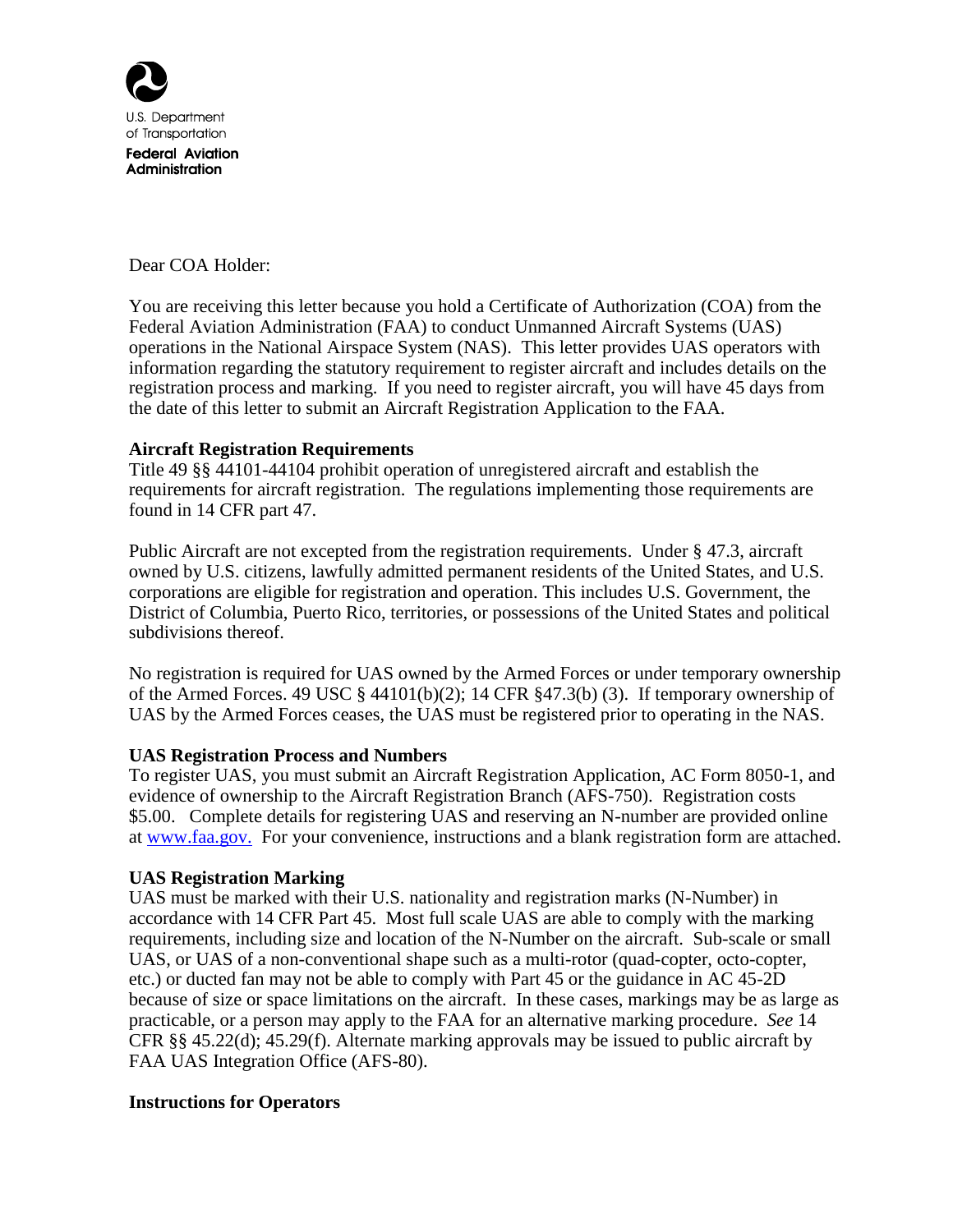U.S. Department of Transportation

**Federal Aviation Administration**

Dear COA Holder:

You are receiving this letter because you hold a Certificate of Authorization (COA) from the Federal Aviation Administration (FAA) to conduct Unmanned Aircraft Systems (UAS) operations in the National Airspace System (NAS). This letter provides UAS operators with information regarding the statutory requirement to register aircraft and includes details on the registration process and marking. If you need to register aircraft, you will have 45 days from the date of this letter to submit an Aircraft Registration Application to the FAA.

**Aircraft Registration Requirements**

Title 49 §§ 44101-44104 prohibit operation of unregistered aircraft and establish the requirements for aircraft registration. The regulations implementing those requirements are found in 14 CFR part 47.

Public Aircraft are not excepted from the registration requirements. Under § 47.3, aircraft owned by U.S. citizens, lawfully admitted permanent residents of the United States, and U.S. corporations are eligible for registration and operation. This includes U.S. Government, the District of Columbia, Puerto Rico, territories, or possessions of the United States and political subdivisions thereof.

No registration is required for UAS owned by the Armed Forces or under temporary ownership of the Armed Forces. 49 USC § 44101(b)(2); 14 CFR §47.3(b) (3). If temporary ownership of UAS by the Armed Forces ceases, the UAS must be registered prior to operating in the NAS.

**UAS Registration Process and Numbers**

To register UAS, you must submit an Aircraft Registration Application, AC Form 8050-1, and evidence of ownership to the Aircraft Registration Branch (AFS-750). Registration costs $5.00. Complete details for registering UAS and reserving an N-number are provided online at [www.faa.gov.](http://www.faa.gov) For your convenience, instructions and a blank registration form are attached.

**UAS Registration Marking**

UAS must be marked with their U.S. nationality and registration marks (N-Number) in accordance with 14 CFR Part 45. Most full scale UAS are able to comply with the marking requirements, including size and location of the N-Number on the aircraft. Sub-scale or small UAS, or UAS of a non-conventional shape such as a multi-rotor (quad-copter, octo-copter, etc.) or ducted fan may not be able to comply with Part 45 or the guidance in AC 45-2D because of size or space limitations on the aircraft. In these cases, markings may be as large as practicable, or a person may apply to the FAA for an alternative marking procedure. *See* 14 CFR §§ 45.22(d); 45.29(f). Alternate marking approvals may be issued to public aircraft by FAA UAS Integration Office (AFS-80).

**Instructions for Operators**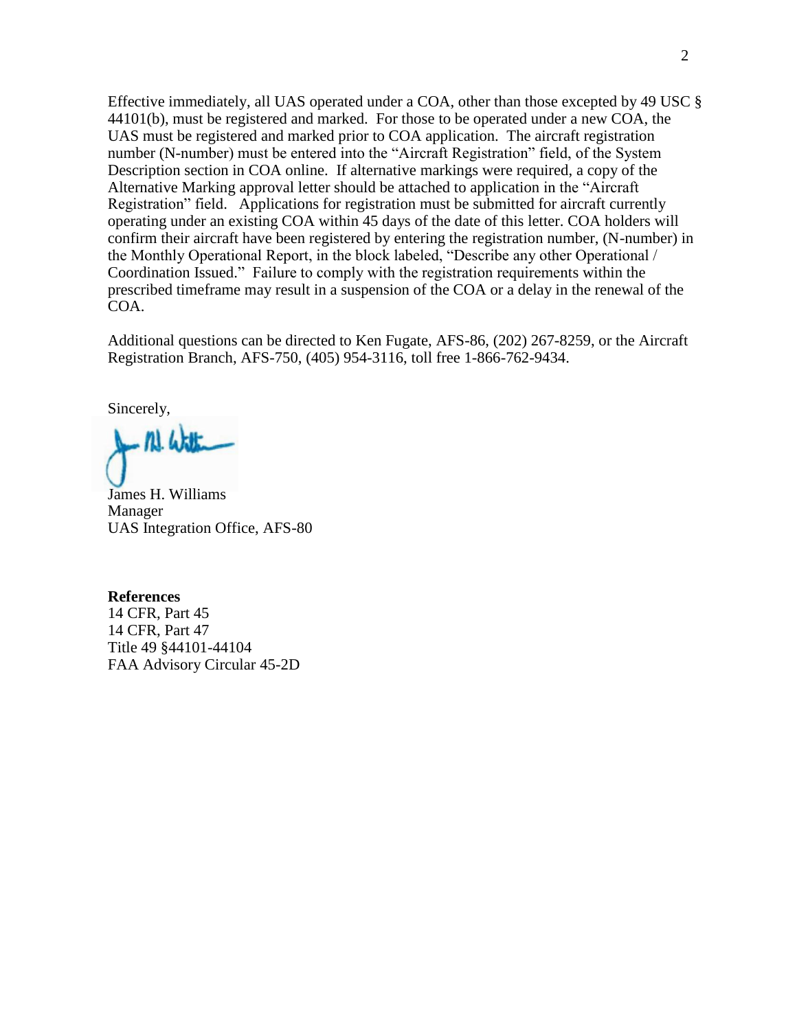Effective immediately, all UAS operated under a COA, other than those excepted by 49 USC § 44101(b), must be registered and marked. For those to be operated under a new COA, the UAS must be registered and marked prior to COA application. The aircraft registration number (N-number) must be entered into the "Aircraft Registration" field, of the System Description section in COA online. If alternative markings were required, a copy of the Alternative Marking approval letter should be attached to application in the "Aircraft Registration" field. Applications for registration must be submitted for aircraft currently operating under an existing COA within 45 days of the date of this letter. COA holders will confirm their aircraft have been registered by entering the registration number, (N-number) in the Monthly Operational Report, in the block labeled, "Describe any other Operational / Coordination Issued." Failure to comply with the registration requirements within the prescribed timeframe may result in a suspension of the COA or a delay in the renewal of the COA.

Additional questions can be directed to Ken Fugate, AFS-86, (202) 267-8259, or the Aircraft Registration Branch, AFS-750, (405) 954-3116, toll free 1-866-762-9434.

Sincerely,

James H. Williams
Manager
UAS Integration Office, AFS-80

**References**
14 CFR, Part 45
14 CFR, Part 47
Title 49 §44101-44104
FAA Advisory Circular 45-2D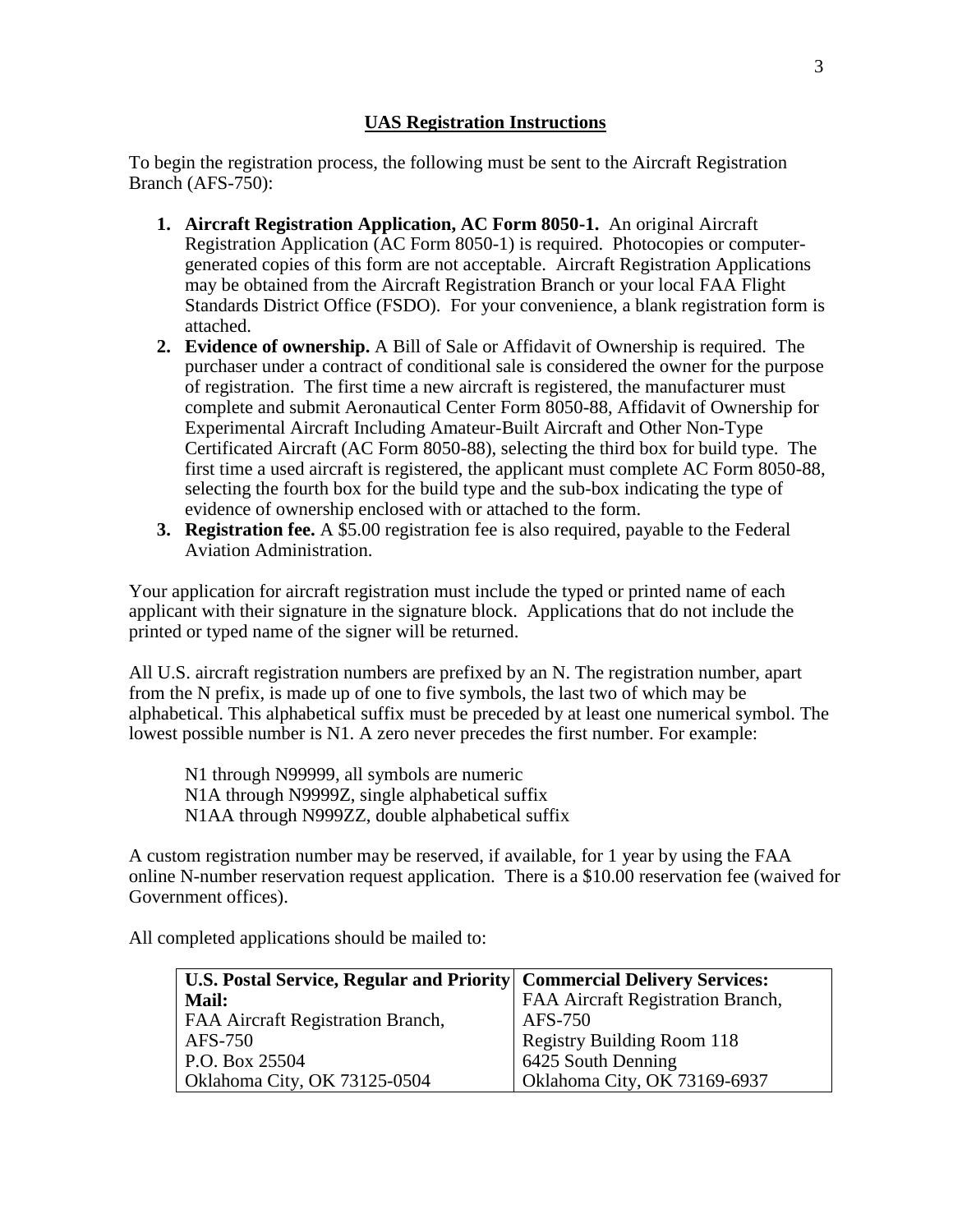## UAS Registration Instructions

To begin the registration process, the following must be sent to the Aircraft Registration Branch (AFS-750):

1. **Aircraft Registration Application, AC Form 8050-1.** An original Aircraft Registration Application (AC Form 8050-1) is required. Photocopies or computer-generated copies of this form are not acceptable. Aircraft Registration Applications may be obtained from the Aircraft Registration Branch or your local FAA Flight Standards District Office (FSDO). For your convenience, a blank registration form is attached.
2. **Evidence of ownership.** A Bill of Sale or Affidavit of Ownership is required. The purchaser under a contract of conditional sale is considered the owner for the purpose of registration. The first time a new aircraft is registered, the manufacturer must complete and submit Aeronautical Center Form 8050-88, Affidavit of Ownership for Experimental Aircraft Including Amateur-Built Aircraft and Other Non-Type Certificated Aircraft (AC Form 8050-88), selecting the third box for build type. The first time a used aircraft is registered, the applicant must complete AC Form 8050-88, selecting the fourth box for the build type and the sub-box indicating the type of evidence of ownership enclosed with or attached to the form.
3. **Registration fee.** A $5.00 registration fee is also required, payable to the Federal Aviation Administration.

Your application for aircraft registration must include the typed or printed name of each applicant with their signature in the signature block. Applications that do not include the printed or typed name of the signer will be returned.

All U.S. aircraft registration numbers are prefixed by an N. The registration number, apart from the N prefix, is made up of one to five symbols, the last two of which may be alphabetical. This alphabetical suffix must be preceded by at least one numerical symbol. The lowest possible number is N1. A zero never precedes the first number. For example:

N1 through N99999, all symbols are numeric
N1A through N9999Z, single alphabetical suffix
N1AA through N999ZZ, double alphabetical suffix

A custom registration number may be reserved, if available, for 1 year by using the FAA online N-number reservation request application. There is a $10.00 reservation fee (waived for Government offices).

All completed applications should be mailed to:

| **U.S. Postal Service, Regular and Priority Mail:** | **Commercial Delivery Services:** |
|---|---|
| FAA Aircraft Registration Branch, AFS-750<br>P.O. Box 25504<br>Oklahoma City, OK 73125-0504 | FAA Aircraft Registration Branch, AFS-750<br>Registry Building Room 118<br>6425 South Denning<br>Oklahoma City, OK 73169-6937 |